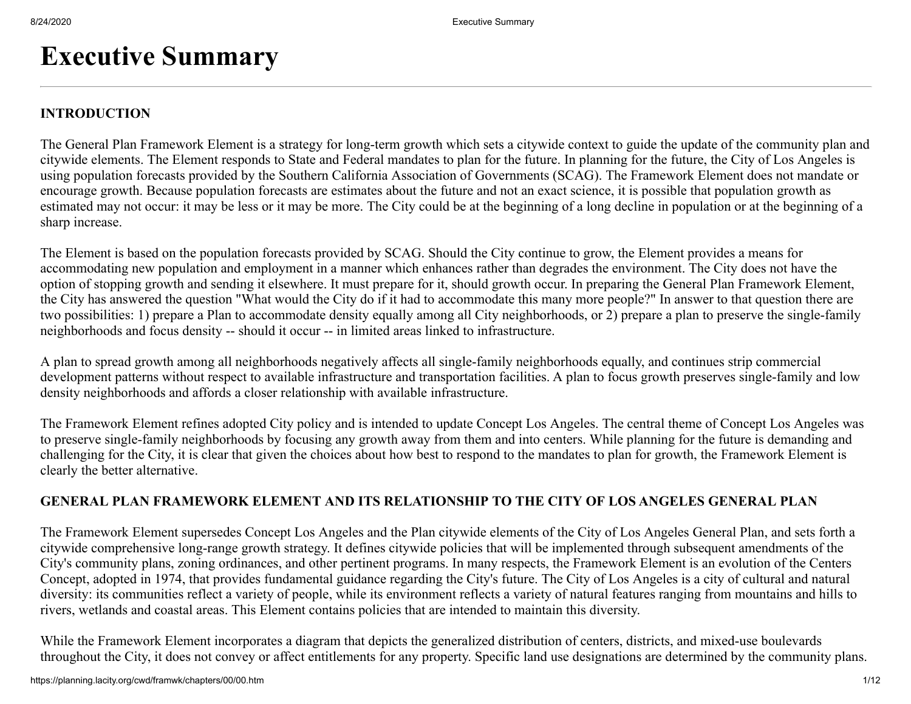# Executive Summary

## INTRODUCTION

The General Plan Framework Element is a strategy for long-term growth which sets a citywide context to guide the update of the community plan and citywide elements. The Element responds to State and Federal mandates to plan for the future. In planning for the future, the City of Los Angeles is using population forecasts provided by the Southern California Association of Governments (SCAG). The Framework Element does not mandate or encourage growth. Because population forecasts are estimates about the future and not an exact science, it is possible that population growth as estimated may not occur: it may be less or it may be more. The City could be at the beginning of a long decline in population or at the beginning of a sharp increase.

The Element is based on the population forecasts provided by SCAG. Should the City continue to grow, the Element provides a means for accommodating new population and employment in a manner which enhances rather than degrades the environment. The City does not have the option of stopping growth and sending it elsewhere. It must prepare for it, should growth occur. In preparing the General Plan Framework Element, the City has answered the question "What would the City do if it had to accommodate this many more people?" In answer to that question there are two possibilities: 1) prepare a Plan to accommodate density equally among all City neighborhoods, or 2) prepare a plan to preserve the single-family neighborhoods and focus density -- should it occur -- in limited areas linked to infrastructure.

A plan to spread growth among all neighborhoods negatively affects all single-family neighborhoods equally, and continues strip commercial development patterns without respect to available infrastructure and transportation facilities. A plan to focus growth preserves single-family and low density neighborhoods and affords a closer relationship with available infrastructure.

The Framework Element refines adopted City policy and is intended to update Concept Los Angeles. The central theme of Concept Los Angeles was to preserve single-family neighborhoods by focusing any growth away from them and into centers. While planning for the future is demanding and challenging for the City, it is clear that given the choices about how best to respond to the mandates to plan for growth, the Framework Element is clearly the better alternative.

## GENERAL PLAN FRAMEWORK ELEMENT AND ITS RELATIONSHIP TO THE CITY OF LOS ANGELES GENERAL PLAN

The Framework Element supersedes Concept Los Angeles and the Plan citywide elements of the City of Los Angeles General Plan, and sets forth a citywide comprehensive long-range growth strategy. It defines citywide policies that will be implemented through subsequent amendments of the City's community plans, zoning ordinances, and other pertinent programs. In many respects, the Framework Element is an evolution of the Centers Concept, adopted in 1974, that provides fundamental guidance regarding the City's future. The City of Los Angeles is a city of cultural and natural diversity: its communities reflect a variety of people, while its environment reflects a variety of natural features ranging from mountains and hills to rivers, wetlands and coastal areas. This Element contains policies that are intended to maintain this diversity.

While the Framework Element incorporates a diagram that depicts the generalized distribution of centers, districts, and mixed-use boulevards throughout the City, it does not convey or affect entitlements for any property. Specific land use designations are determined by the community plans.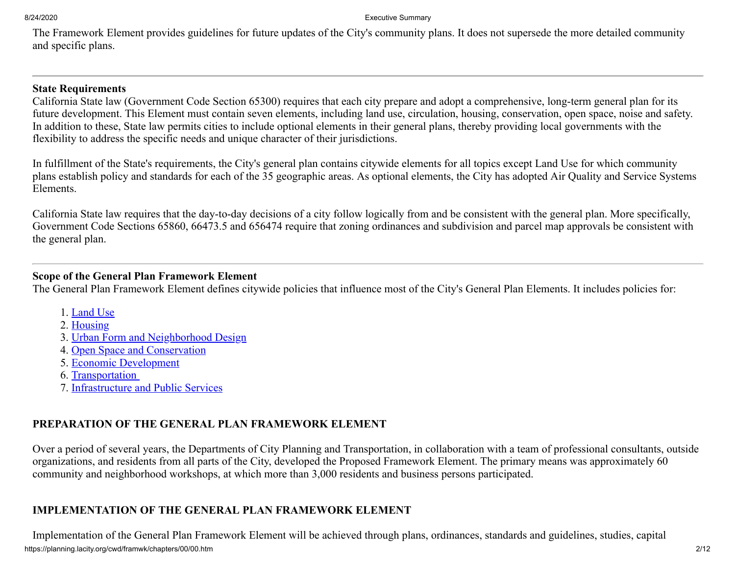The Framework Element provides guidelines for future updates of the City's community plans. It does not supersede the more detailed community and specific plans.

---

**State Requirements**
California State law (Government Code Section 65300) requires that each city prepare and adopt a comprehensive, long-term general plan for its future development. This Element must contain seven elements, including land use, circulation, housing, conservation, open space, noise and safety. In addition to these, State law permits cities to include optional elements in their general plans, thereby providing local governments with the flexibility to address the specific needs and unique character of their jurisdictions.

In fulfillment of the State's requirements, the City's general plan contains citywide elements for all topics except Land Use for which community plans establish policy and standards for each of the 35 geographic areas. As optional elements, the City has adopted Air Quality and Service Systems Elements.

California State law requires that the day-to-day decisions of a city follow logically from and be consistent with the general plan. More specifically, Government Code Sections 65860, 66473.5 and 656474 require that zoning ordinances and subdivision and parcel map approvals be consistent with the general plan.

---

**Scope of the General Plan Framework Element**
The General Plan Framework Element defines citywide policies that influence most of the City's General Plan Elements. It includes policies for:

1. Land Use
2. Housing
3. Urban Form and Neighborhood Design
4. Open Space and Conservation
5. Economic Development
6. Transportation
7. Infrastructure and Public Services

## PREPARATION OF THE GENERAL PLAN FRAMEWORK ELEMENT

Over a period of several years, the Departments of City Planning and Transportation, in collaboration with a team of professional consultants, outside organizations, and residents from all parts of the City, developed the Proposed Framework Element. The primary means was approximately 60 community and neighborhood workshops, at which more than 3,000 residents and business persons participated.

## IMPLEMENTATION OF THE GENERAL PLAN FRAMEWORK ELEMENT

Implementation of the General Plan Framework Element will be achieved through plans, ordinances, standards and guidelines, studies, capital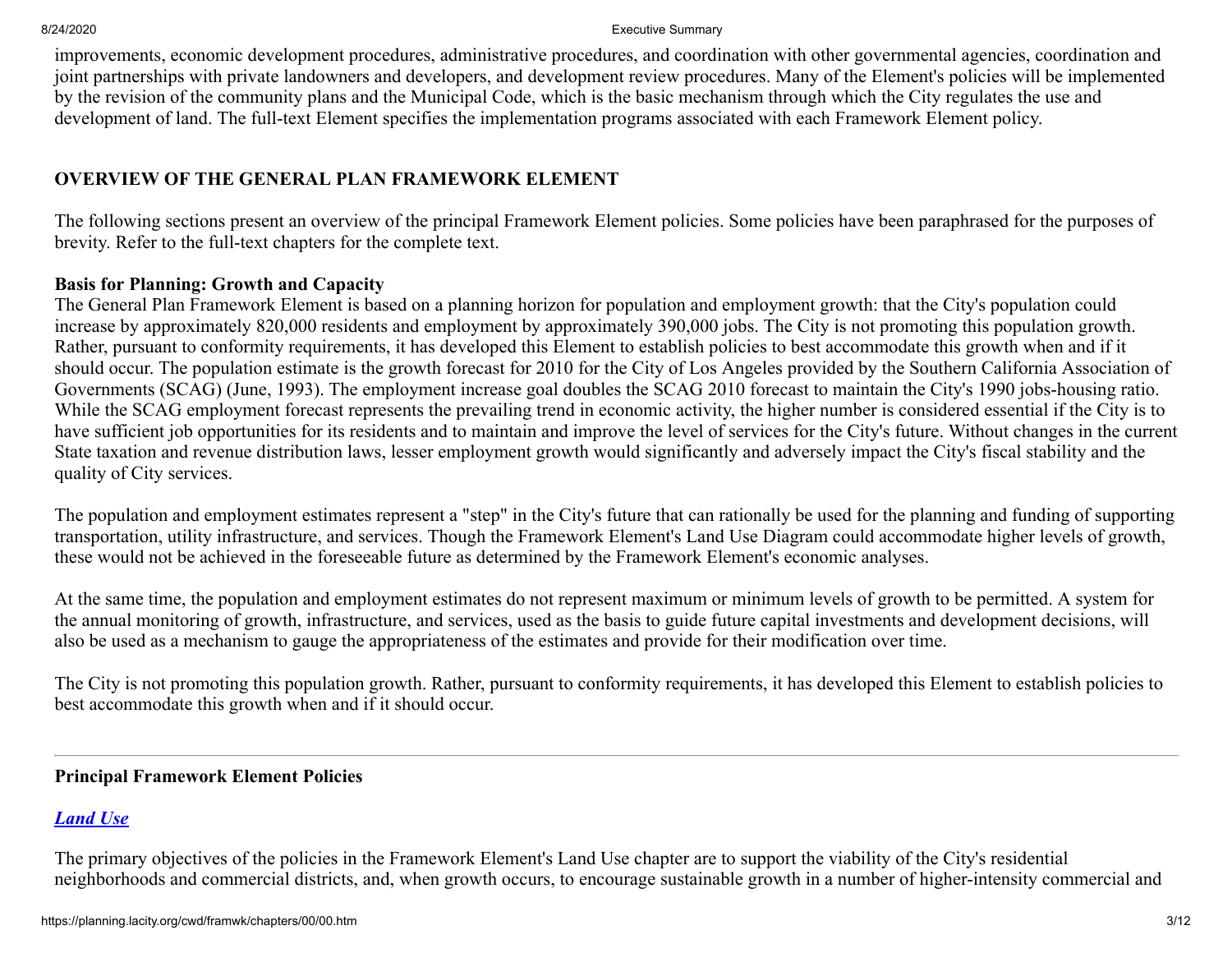improvements, economic development procedures, administrative procedures, and coordination with other governmental agencies, coordination and joint partnerships with private landowners and developers, and development review procedures. Many of the Element's policies will be implemented by the revision of the community plans and the Municipal Code, which is the basic mechanism through which the City regulates the use and development of land. The full-text Element specifies the implementation programs associated with each Framework Element policy.

## OVERVIEW OF THE GENERAL PLAN FRAMEWORK ELEMENT

The following sections present an overview of the principal Framework Element policies. Some policies have been paraphrased for the purposes of brevity. Refer to the full-text chapters for the complete text.

### Basis for Planning: Growth and Capacity

The General Plan Framework Element is based on a planning horizon for population and employment growth: that the City's population could increase by approximately 820,000 residents and employment by approximately 390,000 jobs. The City is not promoting this population growth. Rather, pursuant to conformity requirements, it has developed this Element to establish policies to best accommodate this growth when and if it should occur. The population estimate is the growth forecast for 2010 for the City of Los Angeles provided by the Southern California Association of Governments (SCAG) (June, 1993). The employment increase goal doubles the SCAG 2010 forecast to maintain the City's 1990 jobs-housing ratio. While the SCAG employment forecast represents the prevailing trend in economic activity, the higher number is considered essential if the City is to have sufficient job opportunities for its residents and to maintain and improve the level of services for the City's future. Without changes in the current State taxation and revenue distribution laws, lesser employment growth would significantly and adversely impact the City's fiscal stability and the quality of City services.

The population and employment estimates represent a "step" in the City's future that can rationally be used for the planning and funding of supporting transportation, utility infrastructure, and services. Though the Framework Element's Land Use Diagram could accommodate higher levels of growth, these would not be achieved in the foreseeable future as determined by the Framework Element's economic analyses.

At the same time, the population and employment estimates do not represent maximum or minimum levels of growth to be permitted. A system for the annual monitoring of growth, infrastructure, and services, used as the basis to guide future capital investments and development decisions, will also be used as a mechanism to gauge the appropriateness of the estimates and provide for their modification over time.

The City is not promoting this population growth. Rather, pursuant to conformity requirements, it has developed this Element to establish policies to best accommodate this growth when and if it should occur.

---

### Principal Framework Element Policies

#### *Land Use*

The primary objectives of the policies in the Framework Element's Land Use chapter are to support the viability of the City's residential neighborhoods and commercial districts, and, when growth occurs, to encourage sustainable growth in a number of higher-intensity commercial and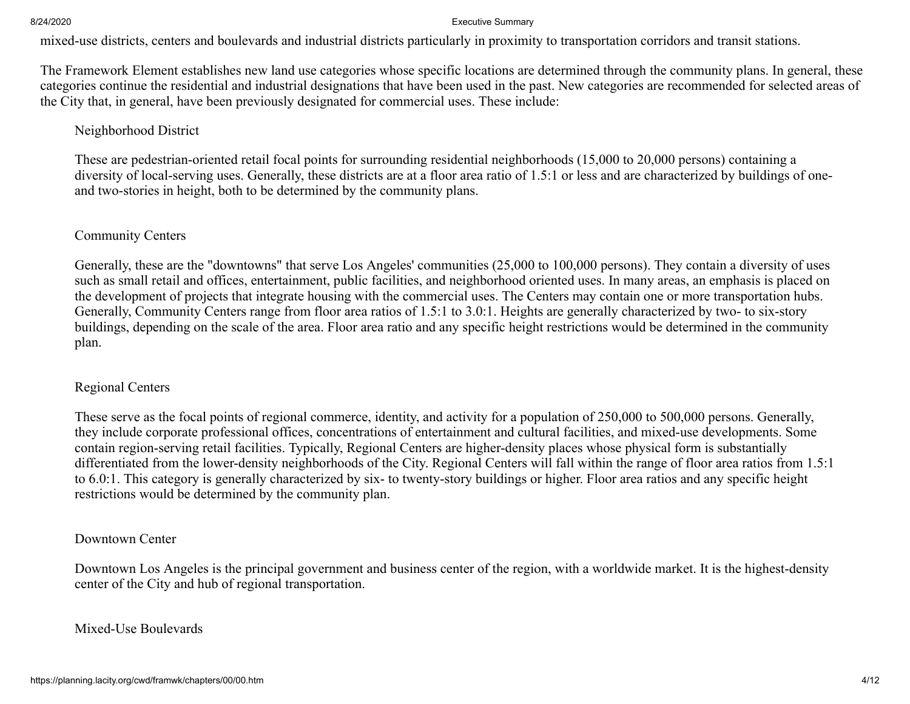mixed-use districts, centers and boulevards and industrial districts particularly in proximity to transportation corridors and transit stations.

The Framework Element establishes new land use categories whose specific locations are determined through the community plans. In general, these categories continue the residential and industrial designations that have been used in the past. New categories are recommended for selected areas of the City that, in general, have been previously designated for commercial uses. These include:

### Neighborhood District

These are pedestrian-oriented retail focal points for surrounding residential neighborhoods (15,000 to 20,000 persons) containing a diversity of local-serving uses. Generally, these districts are at a floor area ratio of 1.5:1 or less and are characterized by buildings of one- and two-stories in height, both to be determined by the community plans.

### Community Centers

Generally, these are the "downtowns" that serve Los Angeles' communities (25,000 to 100,000 persons). They contain a diversity of uses such as small retail and offices, entertainment, public facilities, and neighborhood oriented uses. In many areas, an emphasis is placed on the development of projects that integrate housing with the commercial uses. The Centers may contain one or more transportation hubs. Generally, Community Centers range from floor area ratios of 1.5:1 to 3.0:1. Heights are generally characterized by two- to six-story buildings, depending on the scale of the area. Floor area ratio and any specific height restrictions would be determined in the community plan.

### Regional Centers

These serve as the focal points of regional commerce, identity, and activity for a population of 250,000 to 500,000 persons. Generally, they include corporate professional offices, concentrations of entertainment and cultural facilities, and mixed-use developments. Some contain region-serving retail facilities. Typically, Regional Centers are higher-density places whose physical form is substantially differentiated from the lower-density neighborhoods of the City. Regional Centers will fall within the range of floor area ratios from 1.5:1 to 6.0:1. This category is generally characterized by six- to twenty-story buildings or higher. Floor area ratios and any specific height restrictions would be determined by the community plan.

### Downtown Center

Downtown Los Angeles is the principal government and business center of the region, with a worldwide market. It is the highest-density center of the City and hub of regional transportation.

### Mixed-Use Boulevards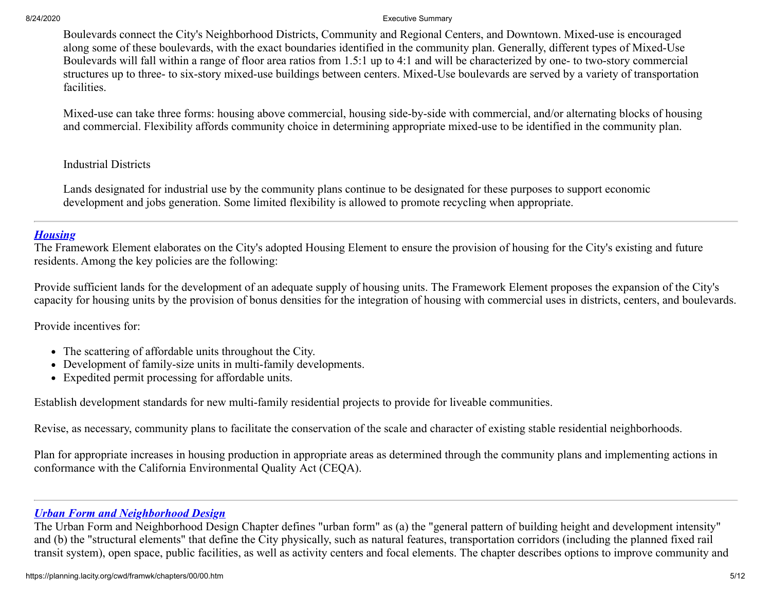Boulevards connect the City's Neighborhood Districts, Community and Regional Centers, and Downtown. Mixed-use is encouraged along some of these boulevards, with the exact boundaries identified in the community plan. Generally, different types of Mixed-Use Boulevards will fall within a range of floor area ratios from 1.5:1 up to 4:1 and will be characterized by one- to two-story commercial structures up to three- to six-story mixed-use buildings between centers. Mixed-Use boulevards are served by a variety of transportation facilities.

Mixed-use can take three forms: housing above commercial, housing side-by-side with commercial, and/or alternating blocks of housing and commercial. Flexibility affords community choice in determining appropriate mixed-use to be identified in the community plan.

Industrial Districts

Lands designated for industrial use by the community plans continue to be designated for these purposes to support economic development and jobs generation. Some limited flexibility is allowed to promote recycling when appropriate.

---

## ***Housing***

The Framework Element elaborates on the City's adopted Housing Element to ensure the provision of housing for the City's existing and future residents. Among the key policies are the following:

Provide sufficient lands for the development of an adequate supply of housing units. The Framework Element proposes the expansion of the City's capacity for housing units by the provision of bonus densities for the integration of housing with commercial uses in districts, centers, and boulevards.

Provide incentives for:

- The scattering of affordable units throughout the City.
- Development of family-size units in multi-family developments.
- Expedited permit processing for affordable units.

Establish development standards for new multi-family residential projects to provide for liveable communities.

Revise, as necessary, community plans to facilitate the conservation of the scale and character of existing stable residential neighborhoods.

Plan for appropriate increases in housing production in appropriate areas as determined through the community plans and implementing actions in conformance with the California Environmental Quality Act (CEQA).

---

## ***Urban Form and Neighborhood Design***

The Urban Form and Neighborhood Design Chapter defines "urban form" as (a) the "general pattern of building height and development intensity" and (b) the "structural elements" that define the City physically, such as natural features, transportation corridors (including the planned fixed rail transit system), open space, public facilities, as well as activity centers and focal elements. The chapter describes options to improve community and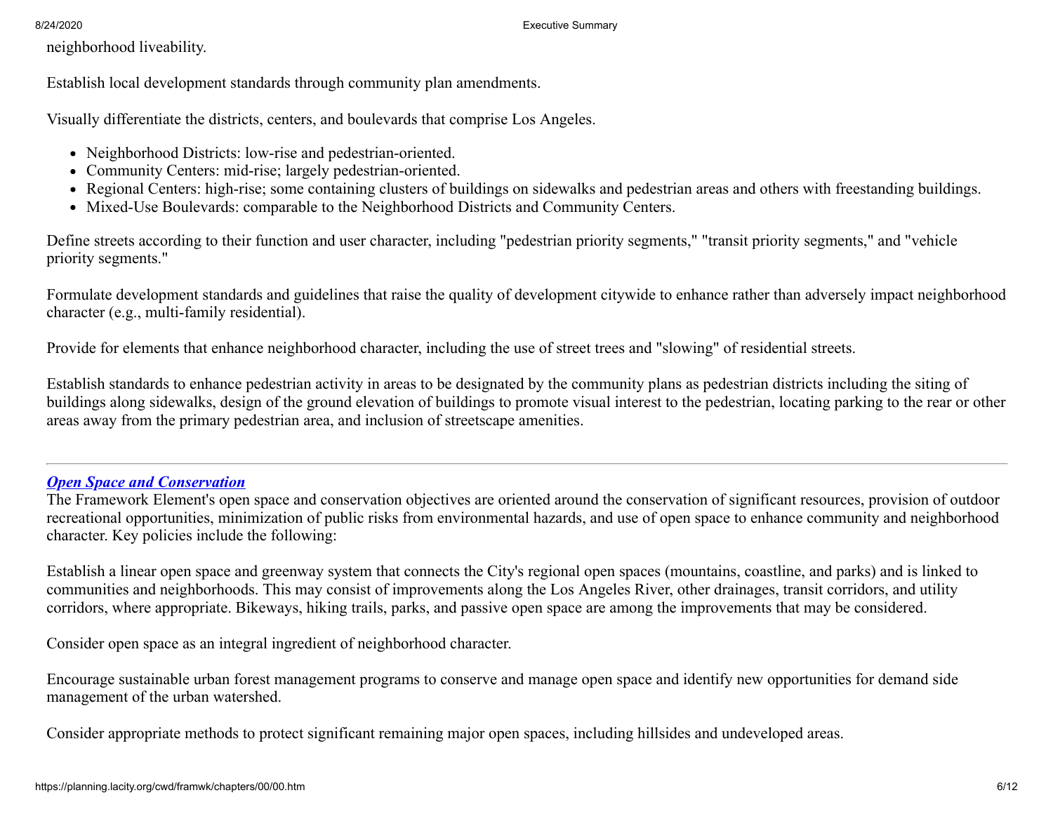neighborhood liveability.

Establish local development standards through community plan amendments.

Visually differentiate the districts, centers, and boulevards that comprise Los Angeles.

- Neighborhood Districts: low-rise and pedestrian-oriented.
- Community Centers: mid-rise; largely pedestrian-oriented.
- Regional Centers: high-rise; some containing clusters of buildings on sidewalks and pedestrian areas and others with freestanding buildings.
- Mixed-Use Boulevards: comparable to the Neighborhood Districts and Community Centers.

Define streets according to their function and user character, including "pedestrian priority segments," "transit priority segments," and "vehicle priority segments."

Formulate development standards and guidelines that raise the quality of development citywide to enhance rather than adversely impact neighborhood character (e.g., multi-family residential).

Provide for elements that enhance neighborhood character, including the use of street trees and "slowing" of residential streets.

Establish standards to enhance pedestrian activity in areas to be designated by the community plans as pedestrian districts including the siting of buildings along sidewalks, design of the ground elevation of buildings to promote visual interest to the pedestrian, locating parking to the rear or other areas away from the primary pedestrian area, and inclusion of streetscape amenities.

---

## ***Open Space and Conservation***

The Framework Element's open space and conservation objectives are oriented around the conservation of significant resources, provision of outdoor recreational opportunities, minimization of public risks from environmental hazards, and use of open space to enhance community and neighborhood character. Key policies include the following:

Establish a linear open space and greenway system that connects the City's regional open spaces (mountains, coastline, and parks) and is linked to communities and neighborhoods. This may consist of improvements along the Los Angeles River, other drainages, transit corridors, and utility corridors, where appropriate. Bikeways, hiking trails, parks, and passive open space are among the improvements that may be considered.

Consider open space as an integral ingredient of neighborhood character.

Encourage sustainable urban forest management programs to conserve and manage open space and identify new opportunities for demand side management of the urban watershed.

Consider appropriate methods to protect significant remaining major open spaces, including hillsides and undeveloped areas.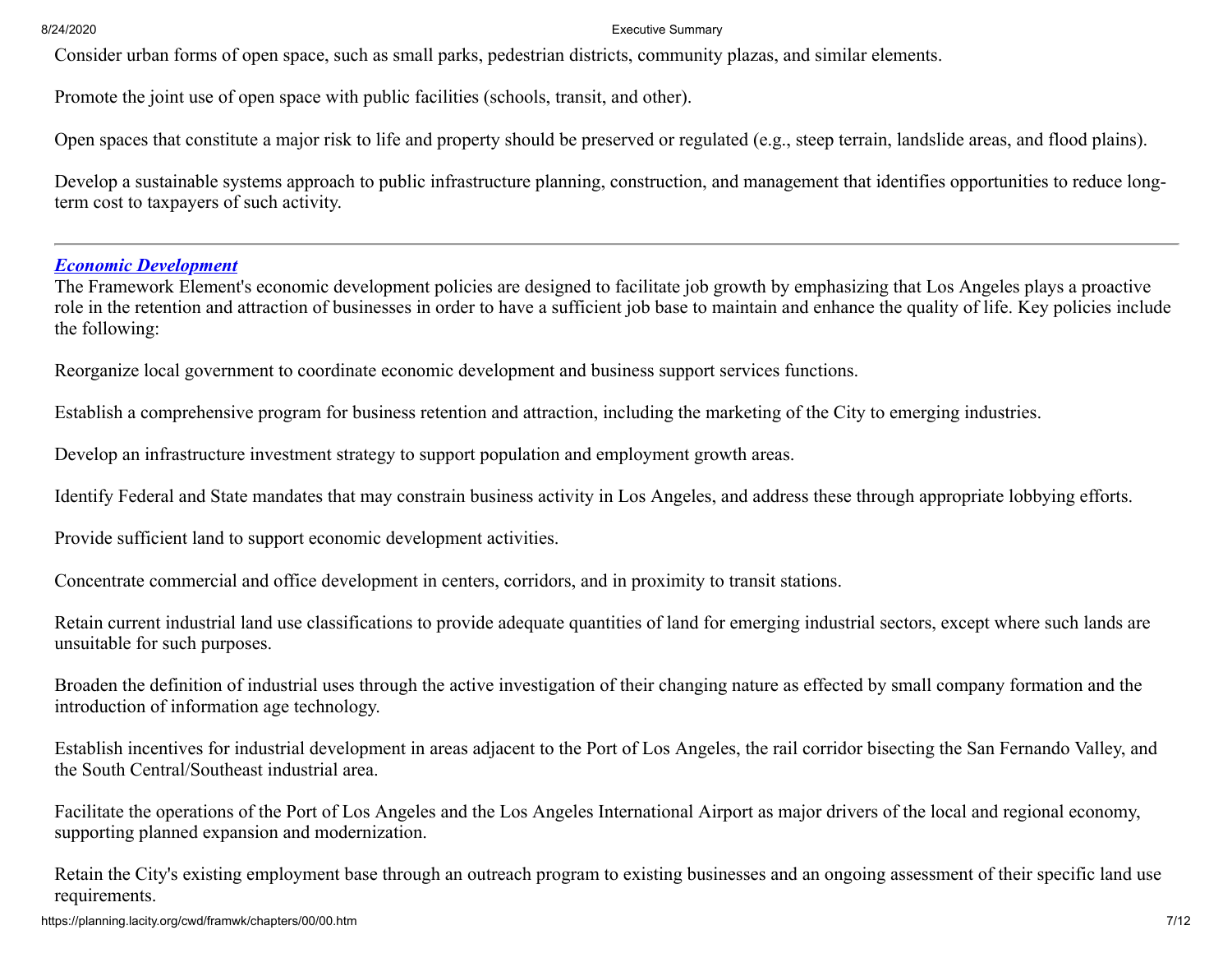Consider urban forms of open space, such as small parks, pedestrian districts, community plazas, and similar elements.

Promote the joint use of open space with public facilities (schools, transit, and other).

Open spaces that constitute a major risk to life and property should be preserved or regulated (e.g., steep terrain, landslide areas, and flood plains).

Develop a sustainable systems approach to public infrastructure planning, construction, and management that identifies opportunities to reduce long-term cost to taxpayers of such activity.

---

### ***Economic Development***

The Framework Element's economic development policies are designed to facilitate job growth by emphasizing that Los Angeles plays a proactive role in the retention and attraction of businesses in order to have a sufficient job base to maintain and enhance the quality of life. Key policies include the following:

Reorganize local government to coordinate economic development and business support services functions.

Establish a comprehensive program for business retention and attraction, including the marketing of the City to emerging industries.

Develop an infrastructure investment strategy to support population and employment growth areas.

Identify Federal and State mandates that may constrain business activity in Los Angeles, and address these through appropriate lobbying efforts.

Provide sufficient land to support economic development activities.

Concentrate commercial and office development in centers, corridors, and in proximity to transit stations.

Retain current industrial land use classifications to provide adequate quantities of land for emerging industrial sectors, except where such lands are unsuitable for such purposes.

Broaden the definition of industrial uses through the active investigation of their changing nature as effected by small company formation and the introduction of information age technology.

Establish incentives for industrial development in areas adjacent to the Port of Los Angeles, the rail corridor bisecting the San Fernando Valley, and the South Central/Southeast industrial area.

Facilitate the operations of the Port of Los Angeles and the Los Angeles International Airport as major drivers of the local and regional economy, supporting planned expansion and modernization.

Retain the City's existing employment base through an outreach program to existing businesses and an ongoing assessment of their specific land use requirements.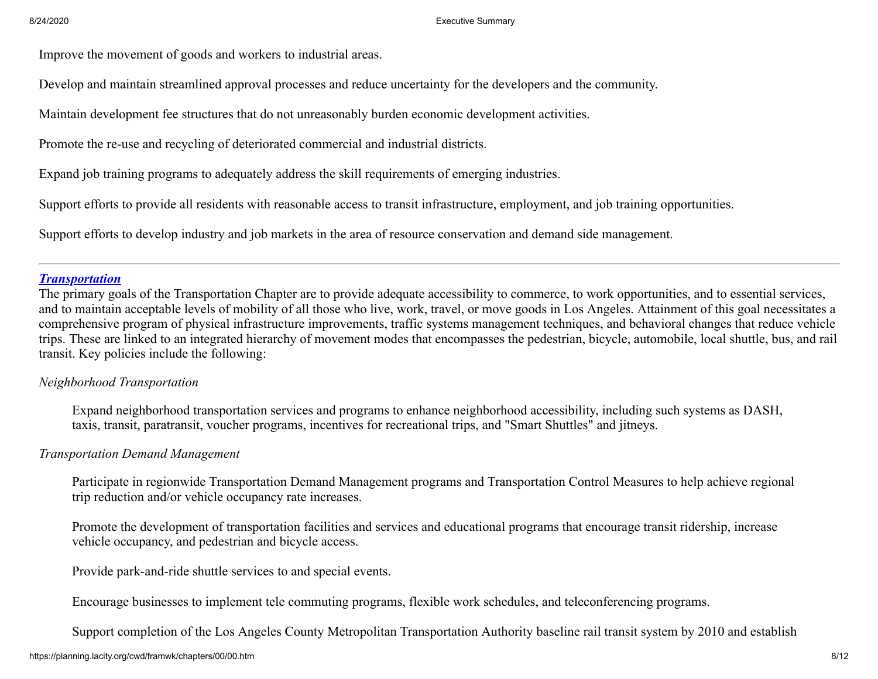Improve the movement of goods and workers to industrial areas.

Develop and maintain streamlined approval processes and reduce uncertainty for the developers and the community.

Maintain development fee structures that do not unreasonably burden economic development activities.

Promote the re-use and recycling of deteriorated commercial and industrial districts.

Expand job training programs to adequately address the skill requirements of emerging industries.

Support efforts to provide all residents with reasonable access to transit infrastructure, employment, and job training opportunities.

Support efforts to develop industry and job markets in the area of resource conservation and demand side management.

---

### ***Transportation***

The primary goals of the Transportation Chapter are to provide adequate accessibility to commerce, to work opportunities, and to essential services, and to maintain acceptable levels of mobility of all those who live, work, travel, or move goods in Los Angeles. Attainment of this goal necessitates a comprehensive program of physical infrastructure improvements, traffic systems management techniques, and behavioral changes that reduce vehicle trips. These are linked to an integrated hierarchy of movement modes that encompasses the pedestrian, bicycle, automobile, local shuttle, bus, and rail transit. Key policies include the following:

*Neighborhood Transportation*

> Expand neighborhood transportation services and programs to enhance neighborhood accessibility, including such systems as DASH, taxis, transit, paratransit, voucher programs, incentives for recreational trips, and "Smart Shuttles" and jitneys.

*Transportation Demand Management*

> Participate in regionwide Transportation Demand Management programs and Transportation Control Measures to help achieve regional trip reduction and/or vehicle occupancy rate increases.
>
> Promote the development of transportation facilities and services and educational programs that encourage transit ridership, increase vehicle occupancy, and pedestrian and bicycle access.
>
> Provide park-and-ride shuttle services to and special events.
>
> Encourage businesses to implement tele commuting programs, flexible work schedules, and teleconferencing programs.
>
> Support completion of the Los Angeles County Metropolitan Transportation Authority baseline rail transit system by 2010 and establish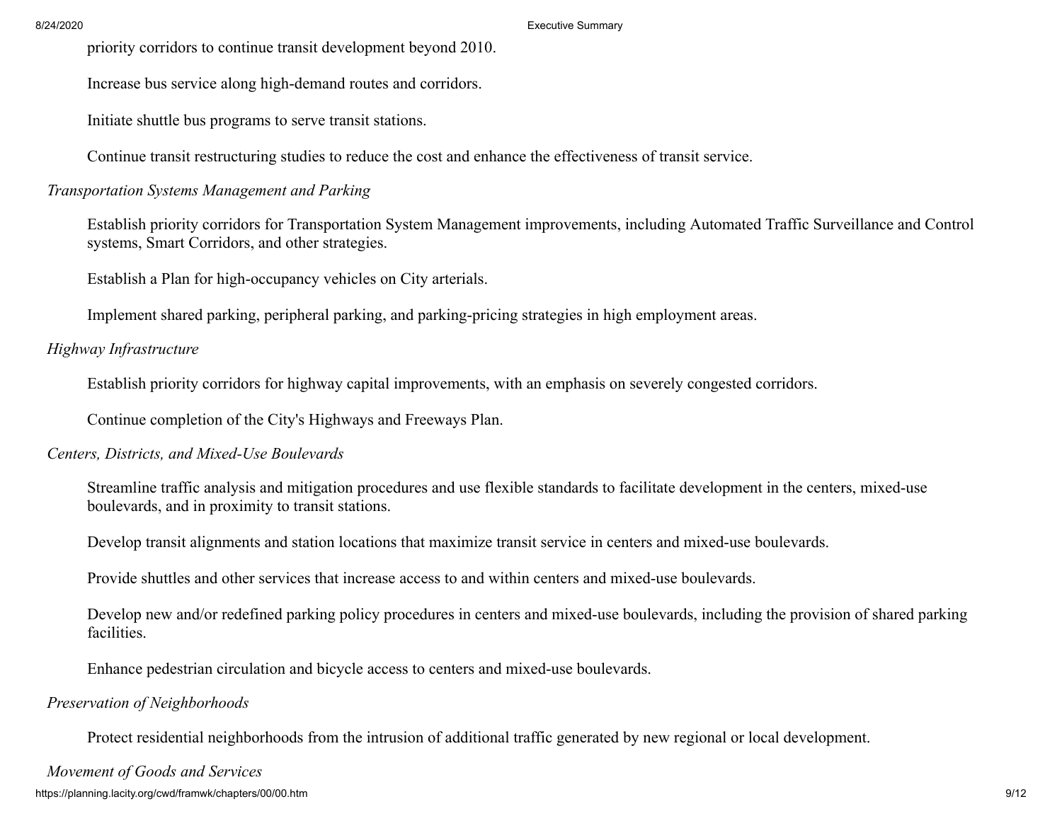priority corridors to continue transit development beyond 2010.

Increase bus service along high-demand routes and corridors.

Initiate shuttle bus programs to serve transit stations.

Continue transit restructuring studies to reduce the cost and enhance the effectiveness of transit service.

*Transportation Systems Management and Parking*

Establish priority corridors for Transportation System Management improvements, including Automated Traffic Surveillance and Control systems, Smart Corridors, and other strategies.

Establish a Plan for high-occupancy vehicles on City arterials.

Implement shared parking, peripheral parking, and parking-pricing strategies in high employment areas.

*Highway Infrastructure*

Establish priority corridors for highway capital improvements, with an emphasis on severely congested corridors.

Continue completion of the City's Highways and Freeways Plan.

*Centers, Districts, and Mixed-Use Boulevards*

Streamline traffic analysis and mitigation procedures and use flexible standards to facilitate development in the centers, mixed-use boulevards, and in proximity to transit stations.

Develop transit alignments and station locations that maximize transit service in centers and mixed-use boulevards.

Provide shuttles and other services that increase access to and within centers and mixed-use boulevards.

Develop new and/or redefined parking policy procedures in centers and mixed-use boulevards, including the provision of shared parking facilities.

Enhance pedestrian circulation and bicycle access to centers and mixed-use boulevards.

*Preservation of Neighborhoods*

Protect residential neighborhoods from the intrusion of additional traffic generated by new regional or local development.

*Movement of Goods and Services*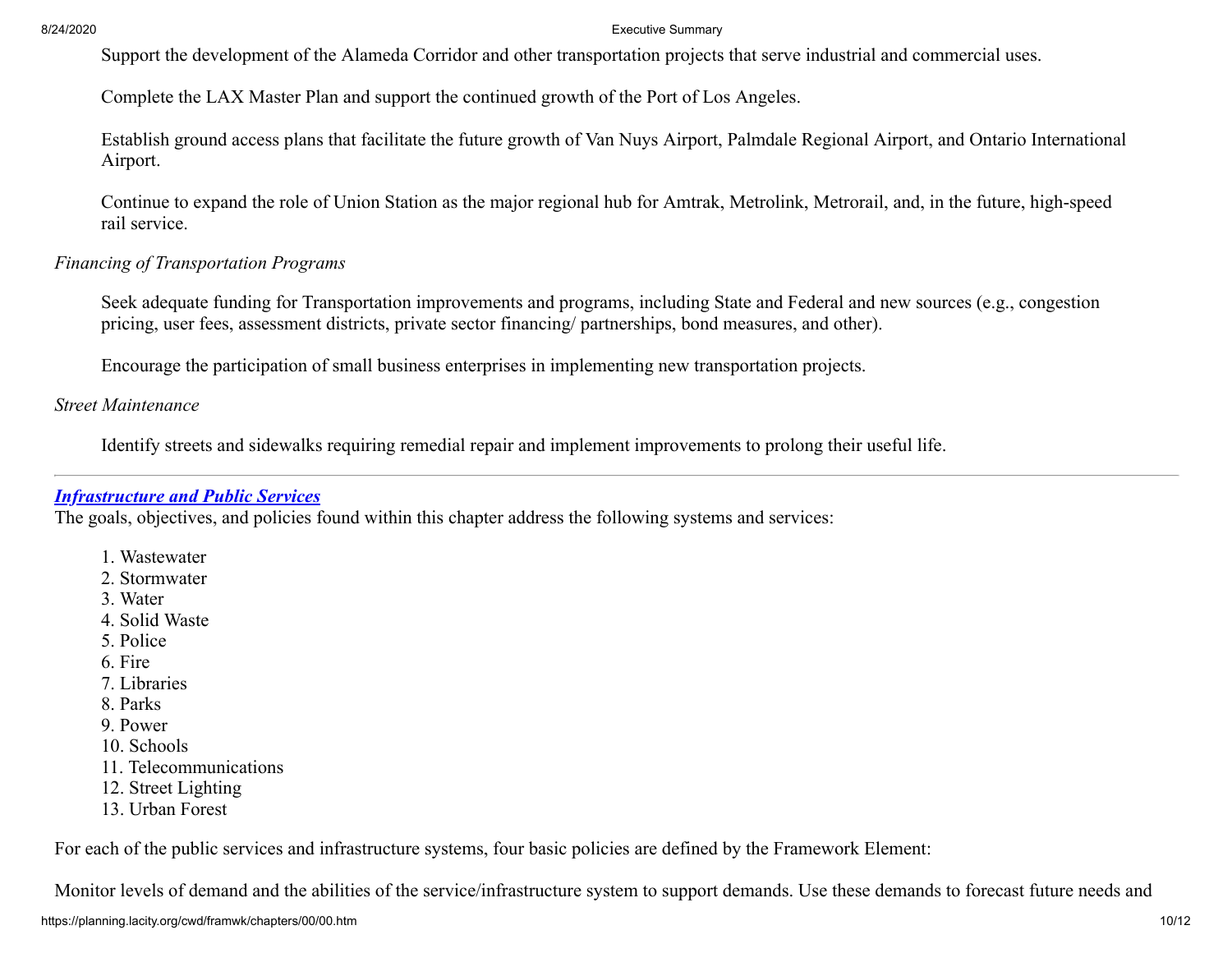Support the development of the Alameda Corridor and other transportation projects that serve industrial and commercial uses.

Complete the LAX Master Plan and support the continued growth of the Port of Los Angeles.

Establish ground access plans that facilitate the future growth of Van Nuys Airport, Palmdale Regional Airport, and Ontario International Airport.

Continue to expand the role of Union Station as the major regional hub for Amtrak, Metrolink, Metrorail, and, in the future, high-speed rail service.

*Financing of Transportation Programs*

Seek adequate funding for Transportation improvements and programs, including State and Federal and new sources (e.g., congestion pricing, user fees, assessment districts, private sector financing/ partnerships, bond measures, and other).

Encourage the participation of small business enterprises in implementing new transportation projects.

*Street Maintenance*

Identify streets and sidewalks requiring remedial repair and implement improvements to prolong their useful life.

---

***Infrastructure and Public Services***

The goals, objectives, and policies found within this chapter address the following systems and services:

1. Wastewater
2. Stormwater
3. Water
4. Solid Waste
5. Police
6. Fire
7. Libraries
8. Parks
9. Power
10. Schools
11. Telecommunications
12. Street Lighting
13. Urban Forest

For each of the public services and infrastructure systems, four basic policies are defined by the Framework Element:

Monitor levels of demand and the abilities of the service/infrastructure system to support demands. Use these demands to forecast future needs and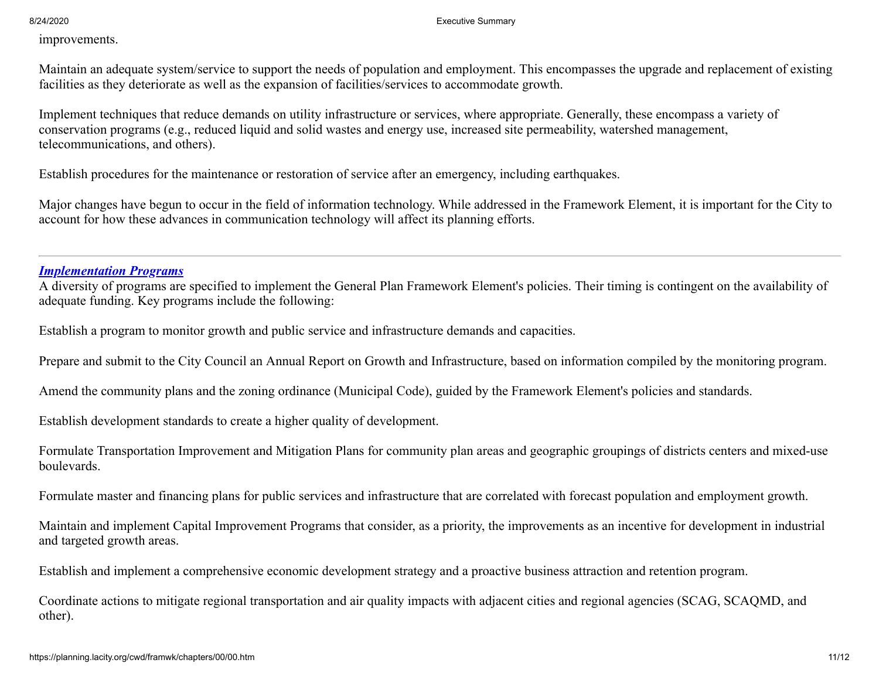improvements.

Maintain an adequate system/service to support the needs of population and employment. This encompasses the upgrade and replacement of existing facilities as they deteriorate as well as the expansion of facilities/services to accommodate growth.

Implement techniques that reduce demands on utility infrastructure or services, where appropriate. Generally, these encompass a variety of conservation programs (e.g., reduced liquid and solid wastes and energy use, increased site permeability, watershed management, telecommunications, and others).

Establish procedures for the maintenance or restoration of service after an emergency, including earthquakes.

Major changes have begun to occur in the field of information technology. While addressed in the Framework Element, it is important for the City to account for how these advances in communication technology will affect its planning efforts.

---

***Implementation Programs***

A diversity of programs are specified to implement the General Plan Framework Element's policies. Their timing is contingent on the availability of adequate funding. Key programs include the following:

Establish a program to monitor growth and public service and infrastructure demands and capacities.

Prepare and submit to the City Council an Annual Report on Growth and Infrastructure, based on information compiled by the monitoring program.

Amend the community plans and the zoning ordinance (Municipal Code), guided by the Framework Element's policies and standards.

Establish development standards to create a higher quality of development.

Formulate Transportation Improvement and Mitigation Plans for community plan areas and geographic groupings of districts centers and mixed-use boulevards.

Formulate master and financing plans for public services and infrastructure that are correlated with forecast population and employment growth.

Maintain and implement Capital Improvement Programs that consider, as a priority, the improvements as an incentive for development in industrial and targeted growth areas.

Establish and implement a comprehensive economic development strategy and a proactive business attraction and retention program.

Coordinate actions to mitigate regional transportation and air quality impacts with adjacent cities and regional agencies (SCAG, SCAQMD, and other).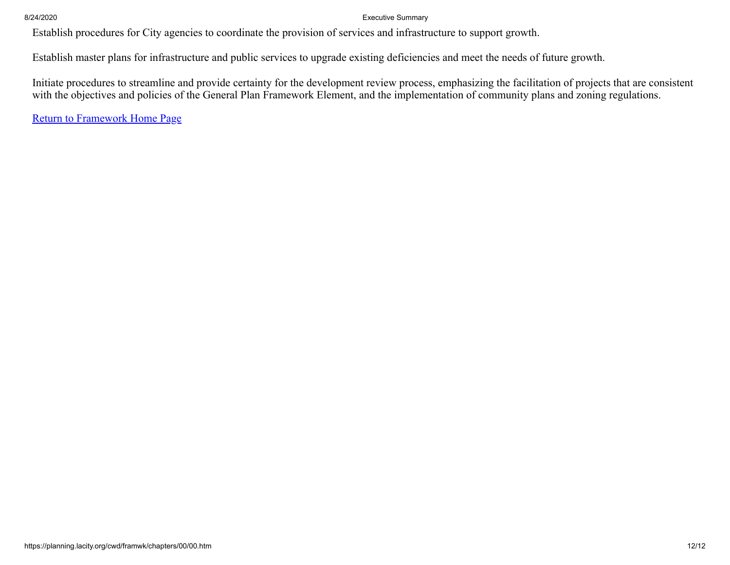Establish procedures for City agencies to coordinate the provision of services and infrastructure to support growth.

Establish master plans for infrastructure and public services to upgrade existing deficiencies and meet the needs of future growth.

Initiate procedures to streamline and provide certainty for the development review process, emphasizing the facilitation of projects that are consistent with the objectives and policies of the General Plan Framework Element, and the implementation of community plans and zoning regulations.

Return to Framework Home Page